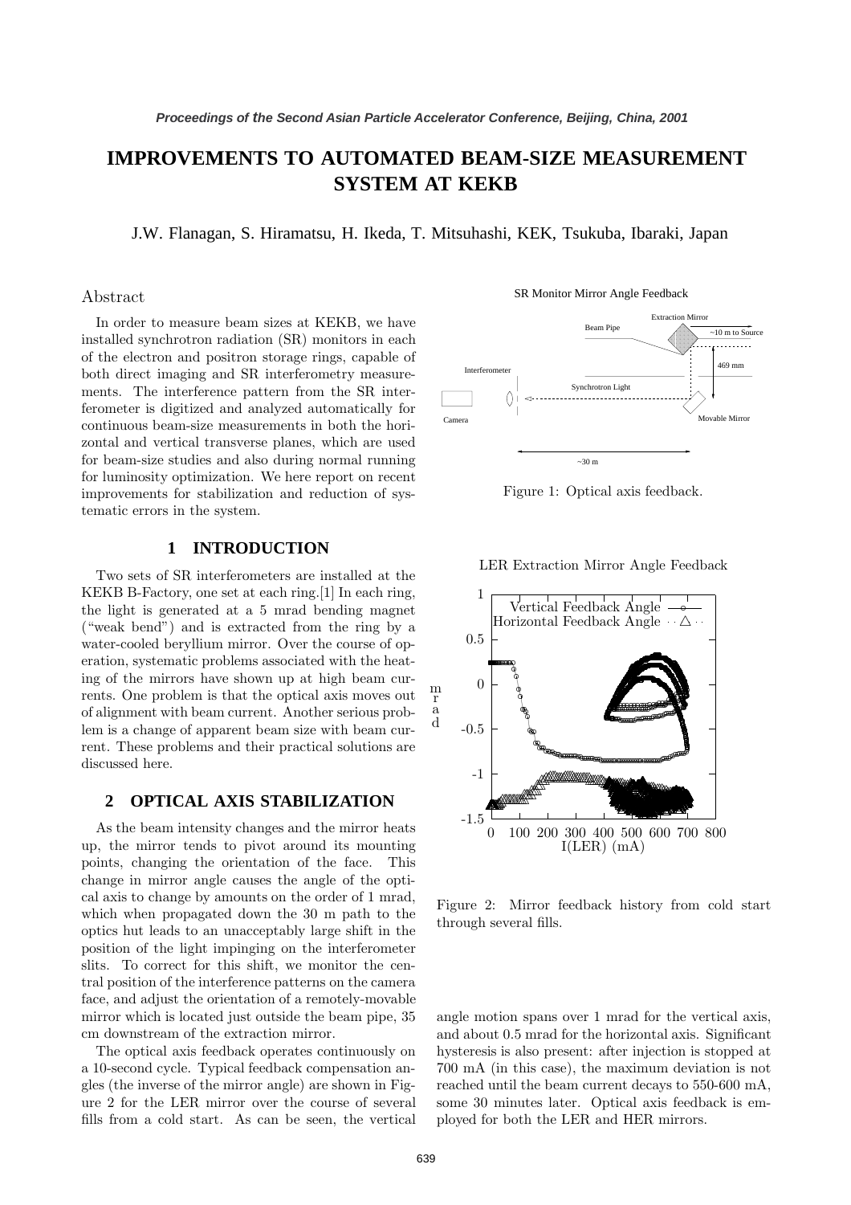# IMPROVEMENTS TO AUTOMATED BEAM-SIZE MEASUREMENT SYSTEM AT KEKB

J.W. Flanagan, S. Hiramatsu, H. Ikeda, T. Mitsuhashi, KEK, Tsukuba, Ibaraki, Japan

## Abstract

In order to measure beam sizes at KEKB, we have installed synchrotron radiation (SR) monitors in each of the electron and positron storage rings, capable of both direct imaging and SR interferometry measurements. The interference pattern from the SR interferometer is digitized and analyzed automatically for continuous beam-size measurements in both the horizontal and vertical transverse planes, which are used for beam-size studies and also during normal running for luminosity optimization. We here report on recent improvements for stabilization and reduction of systematic errors in the system.

## 1 INTRODUCTION

Two sets of SR interferometers are installed at the KEKB B-Factory, one set at each ring.[1] In each ring, the light is generated at a 5 mrad bending magnet ("weak bend") and is extracted from the ring by a water-cooled beryllium mirror. Over the course of operation, systematic problems associated with the heating of the mirrors have shown up at high beam currents. One problem is that the optical axis moves out of alignment with beam current. Another serious problem is a change of apparent beam size with beam current. These problems and their practical solutions are discussed here.

## 2 OPTICAL AXIS STABILIZATION

As the beam intensity changes and the mirror heats up, the mirror tends to pivot around its mounting points, changing the orientation of the face. This change in mirror angle causes the angle of the optical axis to change by amounts on the order of 1 mrad, which when propagated down the 30 m path to the optics hut leads to an unacceptably large shift in the position of the light impinging on the interferometer slits. To correct for this shift, we monitor the central position of the interference patterns on the camera face, and adjust the orientation of a remotely-movable mirror which is located just outside the beam pipe, 35 cm downstream of the extraction mirror.

The optical axis feedback operates continuously on a 10-second cycle. Typical feedback compensation angles (the inverse of the mirror angle) are shown in Figure 2 for the LER mirror over the course of several fills from a cold start. As can be seen, the vertical angle motion spans over 1 mrad for the vertical axis, and about 0.5 mrad for the horizontal axis. Significant hysteresis is also present: after injection is stopped at 700 mA (in this case), the maximum deviation is not reached until the beam current decays to 550-600 mA, some 30 minutes later. Optical axis feedback is employed for both the LER and HER mirrors.

Figure 1: Optical axis feedback.

Figure 2: Mirror feedback history from cold start through several fills.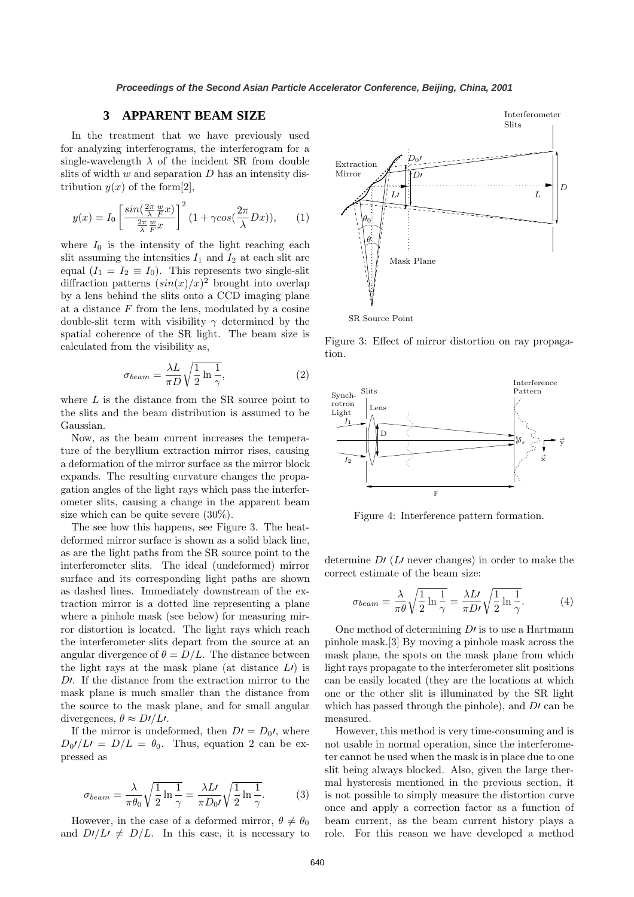## 3 APPARENT BEAM SIZE

In the treatment that we have previously used for analyzing interferograms, the interferogram for a single-wavelength $\lambda$ of the incident SR from double slits of width $w$ and separation $D$ has an intensity distribution $y(x)$ of the form[2],

$$y(x) = I_0 \left[ \frac{sin(\frac{2\pi}{\lambda}\frac{w}{F}x)}{\frac{2\pi}{\lambda}\frac{w}{F}x} \right]^2 (1 + \gamma cos(\frac{2\pi}{\lambda}Dx)), \quad (1)$$

where $I_0$ is the intensity of the light reaching each slit assuming the intensities $I_1$ and $I_2$ at each slit are equal ($I_1 = I_2 \equiv I_0$). This represents two single-slit diffraction patterns $(sin(x)/x)^2$ brought into overlap by a lens behind the slits onto a CCD imaging plane at a distance $F$ from the lens, modulated by a cosine double-slit term with visibility $\gamma$ determined by the spatial coherence of the SR light. The beam size is calculated from the visibility as,

$$\sigma_{beam} = \frac{\lambda L}{\pi D}\sqrt{\frac{1}{2}\ln\frac{1}{\gamma}}, \quad (2)$$

where $L$ is the distance from the SR source point to the slits and the beam distribution is assumed to be Gaussian.

Now, as the beam current increases the temperature of the beryllium extraction mirror rises, causing a deformation of the mirror surface as the mirror block expands. The resulting curvature changes the propagation angles of the light rays which pass the interferometer slits, causing a change in the apparent beam size which can be quite severe (30%).

The see how this happens, see Figure 3. The heat-deformed mirror surface is shown as a solid black line, as are the light paths from the SR source point to the interferometer slits. The ideal (undeformed) mirror surface and its corresponding light paths are shown as dashed lines. Immediately downstream of the extraction mirror is a dotted line representing a plane where a pinhole mask (see below) for measuring mirror distortion is located. The light rays which reach the interferometer slits depart from the source at an angular divergence of $\theta = D/L$. The distance between the light rays at the mask plane (at distance $L\prime$) is $D\prime$. If the distance from the extraction mirror to the mask plane is much smaller than the distance from the source to the mask plane, and for small angular divergences, $\theta \approx D\prime/L\prime$.

If the mirror is undeformed, then $D\prime = D_0\prime$, where $D_0\prime/L\prime = D/L = \theta_0$. Thus, equation 2 can be expressed as

$$\sigma_{beam} = \frac{\lambda}{\pi\theta_0}\sqrt{\frac{1}{2}\ln\frac{1}{\gamma}} = \frac{\lambda L\prime}{\pi D_0\prime}\sqrt{\frac{1}{2}\ln\frac{1}{\gamma}}. \quad (3)$$

However, in the case of a deformed mirror, $\theta \neq \theta_0$ and $D\prime/L\prime \neq D/L$. In this case, it is necessary to determine $D\prime$ ($L\prime$ never changes) in order to make the correct estimate of the beam size:

$$\sigma_{beam} = \frac{\lambda}{\pi\theta}\sqrt{\frac{1}{2}\ln\frac{1}{\gamma}} = \frac{\lambda L\prime}{\pi D\prime}\sqrt{\frac{1}{2}\ln\frac{1}{\gamma}}. \quad (4)$$

One method of determining $D\prime$ is to use a Hartmann pinhole mask.[3] By moving a pinhole mask across the mask plane, the spots on the mask plane from which light rays propagate to the interferometer slit positions can be easily located (they are the locations at which one or the other slit is illuminated by the SR light which has passed through the pinhole), and $D\prime$ can be measured.

However, this method is very time-consuming and is not usable in normal operation, since the interferometer cannot be used when the mask is in place due to one slit being always blocked. Also, given the large thermal hysteresis mentioned in the previous section, it is not possible to simply measure the distortion curve once and apply a correction factor as a function of beam current, as the beam current history plays a role. For this reason we have developed a method

Figure 3: Effect of mirror distortion on ray propagation.

Figure 4: Interference pattern formation.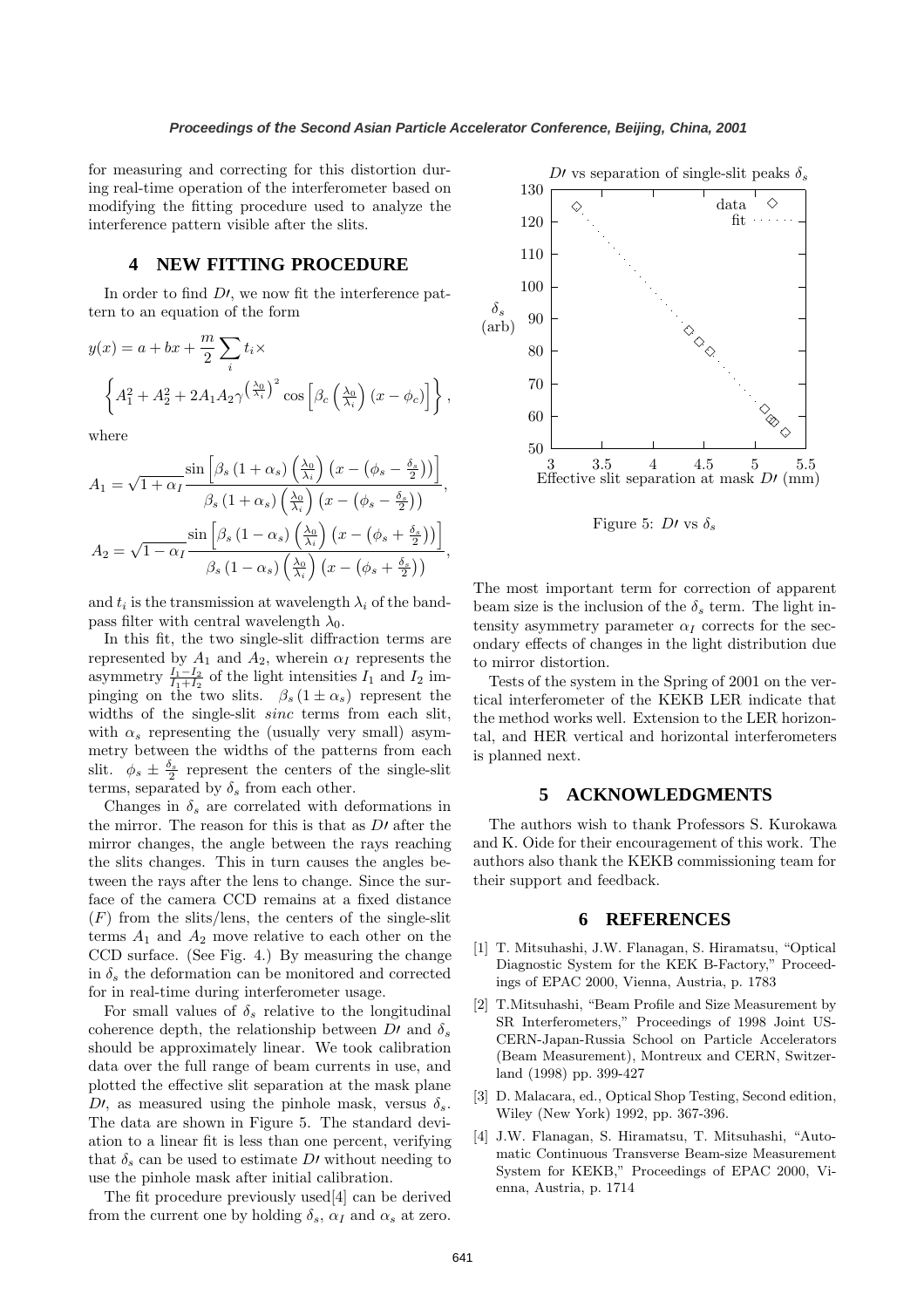for measuring and correcting for this distortion during real-time operation of the interferometer based on modifying the fitting procedure used to analyze the interference pattern visible after the slits.

## 4 NEW FITTING PROCEDURE

In order to find $D\prime$, we now fit the interference pattern to an equation of the form

$$y(x) = a + bx + \frac{m}{2}\sum_i t_i \times \left\{ A_1^2 + A_2^2 + 2A_1A_2\gamma^{\left(\frac{\lambda_0}{\lambda_i}\right)^2}\cos\left[\beta_c\left(\tfrac{\lambda_0}{\lambda_i}\right)(x-\phi_c)\right]\right\},$$

where

$$A_1 = \sqrt{1+\alpha_I}\frac{\sin\left[\beta_s\left(1+\alpha_s\right)\left(\frac{\lambda_0}{\lambda_i}\right)\left(x-\left(\phi_s-\frac{\delta_s}{2}\right)\right)\right]}{\beta_s\left(1+\alpha_s\right)\left(\frac{\lambda_0}{\lambda_i}\right)\left(x-\left(\phi_s-\frac{\delta_s}{2}\right)\right)},$$

$$A_2 = \sqrt{1-\alpha_I}\frac{\sin\left[\beta_s\left(1-\alpha_s\right)\left(\frac{\lambda_0}{\lambda_i}\right)\left(x-\left(\phi_s+\frac{\delta_s}{2}\right)\right)\right]}{\beta_s\left(1-\alpha_s\right)\left(\frac{\lambda_0}{\lambda_i}\right)\left(x-\left(\phi_s+\frac{\delta_s}{2}\right)\right)},$$

and $t_i$ is the transmission at wavelength $\lambda_i$ of the bandpass filter with central wavelength $\lambda_0$.

In this fit, the two single-slit diffraction terms are represented by $A_1$ and $A_2$, wherein $\alpha_I$ represents the asymmetry $\frac{I_1-I_2}{I_1+I_2}$ of the light intensities $I_1$ and $I_2$ impinging on the two slits. $\beta_s(1\pm\alpha_s)$ represent the widths of the single-slit *sinc* terms from each slit, with $\alpha_s$ representing the (usually very small) asymmetry between the widths of the patterns from each slit. $\phi_s \pm \frac{\delta_s}{2}$ represent the centers of the single-slit terms, separated by $\delta_s$ from each other.

Changes in $\delta_s$ are correlated with deformations in the mirror. The reason for this is that as $D\prime$ after the mirror changes, the angle between the rays reaching the slits changes. This in turn causes the angles between the rays after the lens to change. Since the surface of the camera CCD remains at a fixed distance ($F$) from the slits/lens, the centers of the single-slit terms $A_1$ and $A_2$ move relative to each other on the CCD surface. (See Fig. 4.) By measuring the change in $\delta_s$ the deformation can be monitored and corrected for in real-time during interferometer usage.

For small values of $\delta_s$ relative to the longitudinal coherence depth, the relationship between $D\prime$ and $\delta_s$ should be approximately linear. We took calibration data over the full range of beam currents in use, and plotted the effective slit separation at the mask plane $D\prime$, as measured using the pinhole mask, versus $\delta_s$. The data are shown in Figure 5. The standard deviation to a linear fit is less than one percent, verifying that $\delta_s$ can be used to estimate $D\prime$ without needing to use the pinhole mask after initial calibration.

The fit procedure previously used[4] can be derived from the current one by holding $\delta_s$, $\alpha_I$ and $\alpha_s$ at zero.

$D\prime$ vs separation of single-slit peaks $\delta_s$

data
fit
$\delta_s$ (arb)
130
120
110
100
90
80
70
60
50
3
3.5
4
4.5
5
5.5
Effective slit separation at mask $D\prime$ (mm)

Figure 5: $D\prime$ vs $\delta_s$

The most important term for correction of apparent beam size is the inclusion of the $\delta_s$ term. The light intensity asymmetry parameter $\alpha_I$ corrects for the secondary effects of changes in the light distribution due to mirror distortion.

Tests of the system in the Spring of 2001 on the vertical interferometer of the KEKB LER indicate that the method works well. Extension to the LER horizontal, and HER vertical and horizontal interferometers is planned next.

## 5 ACKNOWLEDGMENTS

The authors wish to thank Professors S. Kurokawa and K. Oide for their encouragement of this work. The authors also thank the KEKB commissioning team for their support and feedback.

## 6 REFERENCES

[1] T. Mitsuhashi, J.W. Flanagan, S. Hiramatsu, "Optical Diagnostic System for the KEK B-Factory," Proceedings of EPAC 2000, Vienna, Austria, p. 1783

[2] T.Mitsuhashi, "Beam Profile and Size Measurement by SR Interferometers," Proceedings of 1998 Joint US-CERN-Japan-Russia School on Particle Accelerators (Beam Measurement), Montreux and CERN, Switzerland (1998) pp. 399-427

[3] D. Malacara, ed., Optical Shop Testing, Second edition, Wiley (New York) 1992, pp. 367-396.

[4] J.W. Flanagan, S. Hiramatsu, T. Mitsuhashi, "Automatic Continuous Transverse Beam-size Measurement System for KEKB," Proceedings of EPAC 2000, Vienna, Austria, p. 1714